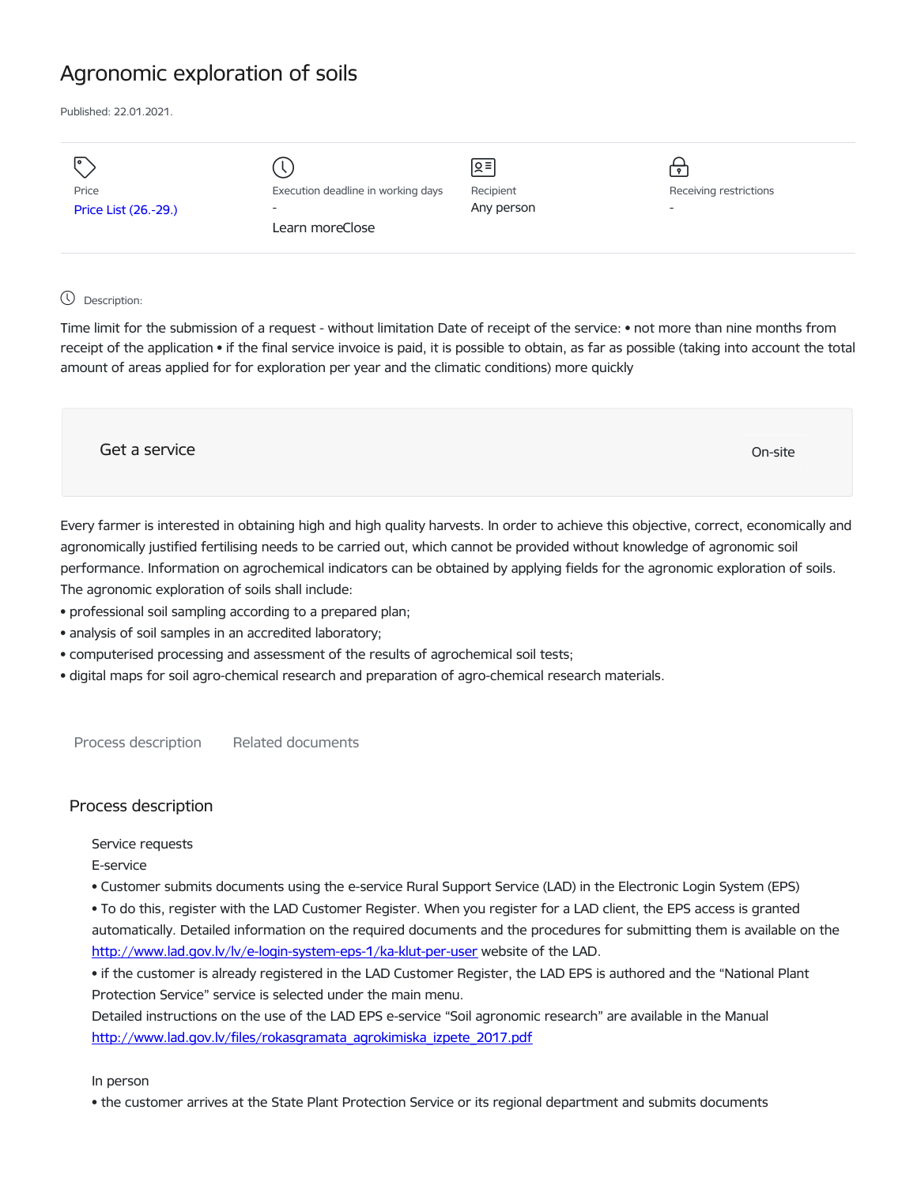# Agronomic exploration of soils

Published: 22.01.2021.

| Price | Execution deadline in working days | Recipient | Receiving restrictions |
|---|---|---|---|
| Price List (26.-29.) | - | Any person | - |
| | Learn moreClose | | |

Description:

Time limit for the submission of a request - without limitation Date of receipt of the service: • not more than nine months from receipt of the application • if the final service invoice is paid, it is possible to obtain, as far as possible (taking into account the total amount of areas applied for for exploration per year and the climatic conditions) more quickly

Get a service

On-site

Every farmer is interested in obtaining high and high quality harvests. In order to achieve this objective, correct, economically and agronomically justified fertilising needs to be carried out, which cannot be provided without knowledge of agronomic soil performance. Information on agrochemical indicators can be obtained by applying fields for the agronomic exploration of soils. The agronomic exploration of soils shall include:

- professional soil sampling according to a prepared plan;
- analysis of soil samples in an accredited laboratory;
- computerised processing and assessment of the results of agrochemical soil tests;
- digital maps for soil agro-chemical research and preparation of agro-chemical research materials.

Process description    Related documents

## Process description

Service requests

E-service

- Customer submits documents using the e-service Rural Support Service (LAD) in the Electronic Login System (EPS)
- To do this, register with the LAD Customer Register. When you register for a LAD client, the EPS access is granted automatically. Detailed information on the required documents and the procedures for submitting them is available on the http://www.lad.gov.lv/lv/e-login-system-eps-1/ka-klut-per-user website of the LAD.
- if the customer is already registered in the LAD Customer Register, the LAD EPS is authored and the "National Plant Protection Service" service is selected under the main menu.

Detailed instructions on the use of the LAD EPS e-service "Soil agronomic research" are available in the Manual http://www.lad.gov.lv/files/rokasgramata_agrokimiska_izpete_2017.pdf

In person

- the customer arrives at the State Plant Protection Service or its regional department and submits documents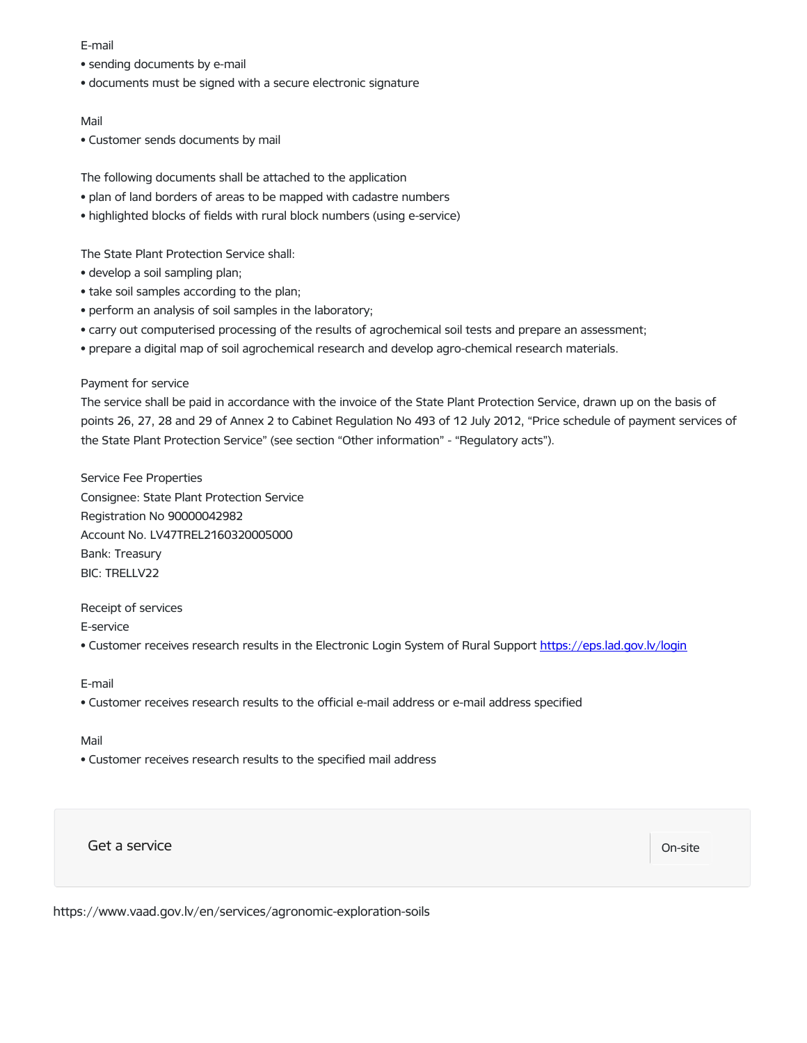E-mail

- sending documents by e-mail
- documents must be signed with a secure electronic signature

Mail

- Customer sends documents by mail

The following documents shall be attached to the application

- plan of land borders of areas to be mapped with cadastre numbers
- highlighted blocks of fields with rural block numbers (using e-service)

The State Plant Protection Service shall:

- develop a soil sampling plan;
- take soil samples according to the plan;
- perform an analysis of soil samples in the laboratory;
- carry out computerised processing of the results of agrochemical soil tests and prepare an assessment;
- prepare a digital map of soil agrochemical research and develop agro-chemical research materials.

Payment for service

The service shall be paid in accordance with the invoice of the State Plant Protection Service, drawn up on the basis of points 26, 27, 28 and 29 of Annex 2 to Cabinet Regulation No 493 of 12 July 2012, “Price schedule of payment services of the State Plant Protection Service” (see section “Other information” - “Regulatory acts”).

Service Fee Properties

Consignee: State Plant Protection Service
Registration No 90000042982
Account No. LV47TREL2160320005000
Bank: Treasury
BIC: TRELLV22

Receipt of services

E-service

- Customer receives research results in the Electronic Login System of Rural Support https://eps.lad.gov.lv/login

E-mail

- Customer receives research results to the official e-mail address or e-mail address specified

Mail

- Customer receives research results to the specified mail address

Get a service

On-site

https://www.vaad.gov.lv/en/services/agronomic-exploration-soils